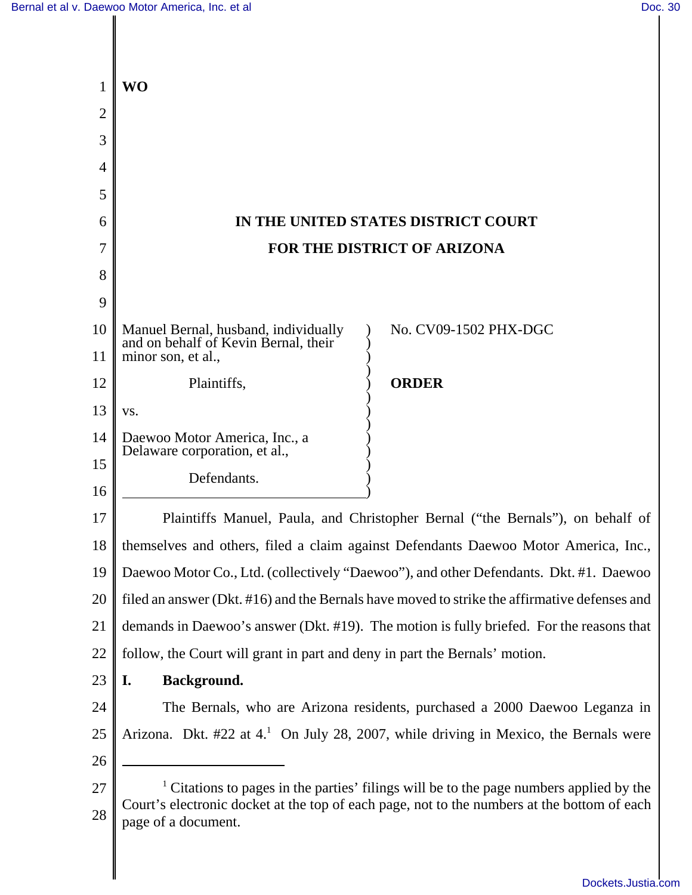**WO**

**IN THE UNITED STATES DISTRICT COURT**

**FOR THE DISTRICT OF ARIZONA**

Manuel Bernal, husband, individually and on behalf of Kevin Bernal, their minor son, et al.,

Plaintiffs,

vs.

Daewoo Motor America, Inc., a Delaware corporation, et al.,

Defendants.

No. CV09-1502 PHX-DGC

**ORDER**

Plaintiffs Manuel, Paula, and Christopher Bernal ("the Bernals"), on behalf of themselves and others, filed a claim against Defendants Daewoo Motor America, Inc., Daewoo Motor Co., Ltd. (collectively "Daewoo"), and other Defendants. Dkt. #1. Daewoo filed an answer (Dkt. #16) and the Bernals have moved to strike the affirmative defenses and demands in Daewoo's answer (Dkt. #19). The motion is fully briefed. For the reasons that follow, the Court will grant in part and deny in part the Bernals' motion.

**I. Background.**

The Bernals, who are Arizona residents, purchased a 2000 Daewoo Leganza in Arizona. Dkt. #22 at 4.[1] On July 28, 2007, while driving in Mexico, the Bernals were

---

[1] Citations to pages in the parties' filings will be to the page numbers applied by the Court's electronic docket at the top of each page, not to the numbers at the bottom of each page of a document.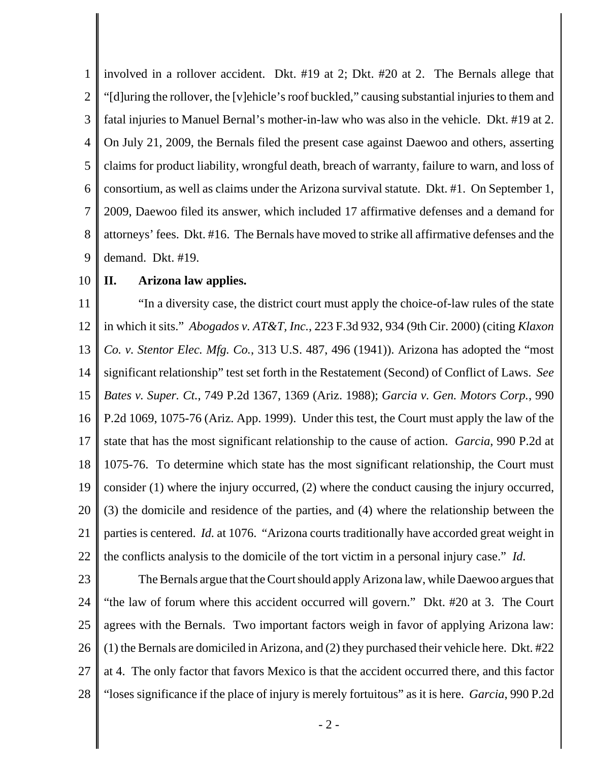involved in a rollover accident. Dkt. #19 at 2; Dkt. #20 at 2. The Bernals allege that "[d]uring the rollover, the [v]ehicle's roof buckled," causing substantial injuries to them and fatal injuries to Manuel Bernal's mother-in-law who was also in the vehicle. Dkt. #19 at 2. On July 21, 2009, the Bernals filed the present case against Daewoo and others, asserting claims for product liability, wrongful death, breach of warranty, failure to warn, and loss of consortium, as well as claims under the Arizona survival statute. Dkt. #1. On September 1, 2009, Daewoo filed its answer, which included 17 affirmative defenses and a demand for attorneys' fees. Dkt. #16. The Bernals have moved to strike all affirmative defenses and the demand. Dkt. #19.

## II. Arizona law applies.

"In a diversity case, the district court must apply the choice-of-law rules of the state in which it sits." *Abogados v. AT&T, Inc.*, 223 F.3d 932, 934 (9th Cir. 2000) (citing *Klaxon Co. v. Stentor Elec. Mfg. Co.*, 313 U.S. 487, 496 (1941)). Arizona has adopted the "most significant relationship" test set forth in the Restatement (Second) of Conflict of Laws. *See Bates v. Super. Ct.*, 749 P.2d 1367, 1369 (Ariz. 1988); *Garcia v. Gen. Motors Corp.*, 990 P.2d 1069, 1075-76 (Ariz. App. 1999). Under this test, the Court must apply the law of the state that has the most significant relationship to the cause of action. *Garcia*, 990 P.2d at 1075-76. To determine which state has the most significant relationship, the Court must consider (1) where the injury occurred, (2) where the conduct causing the injury occurred, (3) the domicile and residence of the parties, and (4) where the relationship between the parties is centered. *Id.* at 1076. "Arizona courts traditionally have accorded great weight in the conflicts analysis to the domicile of the tort victim in a personal injury case." *Id.*

The Bernals argue that the Court should apply Arizona law, while Daewoo argues that "the law of forum where this accident occurred will govern." Dkt. #20 at 3. The Court agrees with the Bernals. Two important factors weigh in favor of applying Arizona law: (1) the Bernals are domiciled in Arizona, and (2) they purchased their vehicle here. Dkt. #22 at 4. The only factor that favors Mexico is that the accident occurred there, and this factor "loses significance if the place of injury is merely fortuitous" as it is here. *Garcia*, 990 P.2d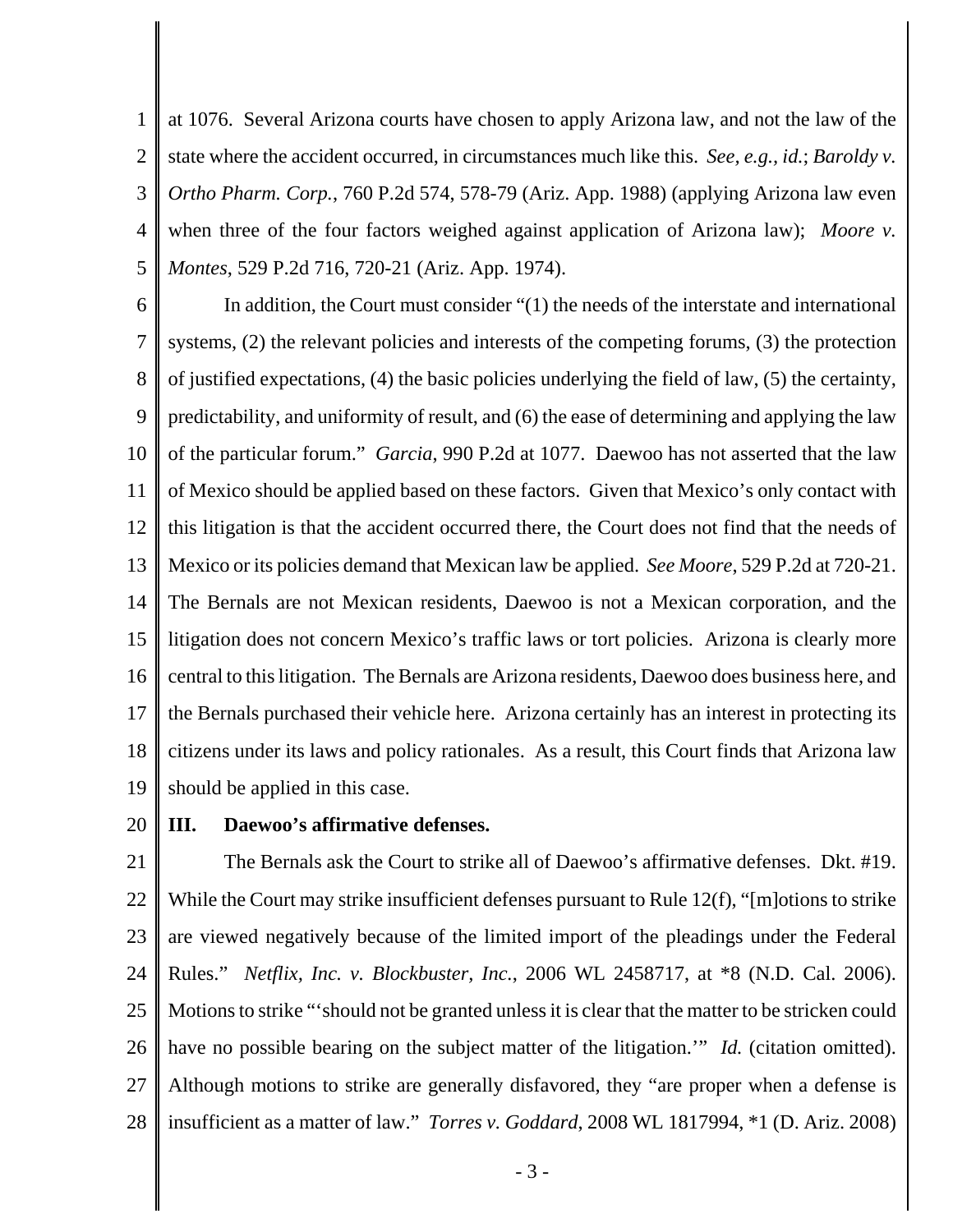at 1076. Several Arizona courts have chosen to apply Arizona law, and not the law of the state where the accident occurred, in circumstances much like this. *See, e.g.*, *id.*; *Baroldy v. Ortho Pharm. Corp.*, 760 P.2d 574, 578-79 (Ariz. App. 1988) (applying Arizona law even when three of the four factors weighed against application of Arizona law); *Moore v. Montes*, 529 P.2d 716, 720-21 (Ariz. App. 1974).

In addition, the Court must consider "(1) the needs of the interstate and international systems, (2) the relevant policies and interests of the competing forums, (3) the protection of justified expectations, (4) the basic policies underlying the field of law, (5) the certainty, predictability, and uniformity of result, and (6) the ease of determining and applying the law of the particular forum." *Garcia*, 990 P.2d at 1077. Daewoo has not asserted that the law of Mexico should be applied based on these factors. Given that Mexico's only contact with this litigation is that the accident occurred there, the Court does not find that the needs of Mexico or its policies demand that Mexican law be applied. *See Moore*, 529 P.2d at 720-21. The Bernals are not Mexican residents, Daewoo is not a Mexican corporation, and the litigation does not concern Mexico's traffic laws or tort policies. Arizona is clearly more central to this litigation. The Bernals are Arizona residents, Daewoo does business here, and the Bernals purchased their vehicle here. Arizona certainly has an interest in protecting its citizens under its laws and policy rationales. As a result, this Court finds that Arizona law should be applied in this case.

## III. Daewoo's affirmative defenses.

The Bernals ask the Court to strike all of Daewoo's affirmative defenses. Dkt. #19. While the Court may strike insufficient defenses pursuant to Rule 12(f), "[m]otions to strike are viewed negatively because of the limited import of the pleadings under the Federal Rules." *Netflix, Inc. v. Blockbuster, Inc.*, 2006 WL 2458717, at *8 (N.D. Cal. 2006). Motions to strike "'should not be granted unless it is clear that the matter to be stricken could have no possible bearing on the subject matter of the litigation.'" *Id.* (citation omitted). Although motions to strike are generally disfavored, they "are proper when a defense is insufficient as a matter of law." *Torres v. Goddard*, 2008 WL 1817994, *1 (D. Ariz. 2008)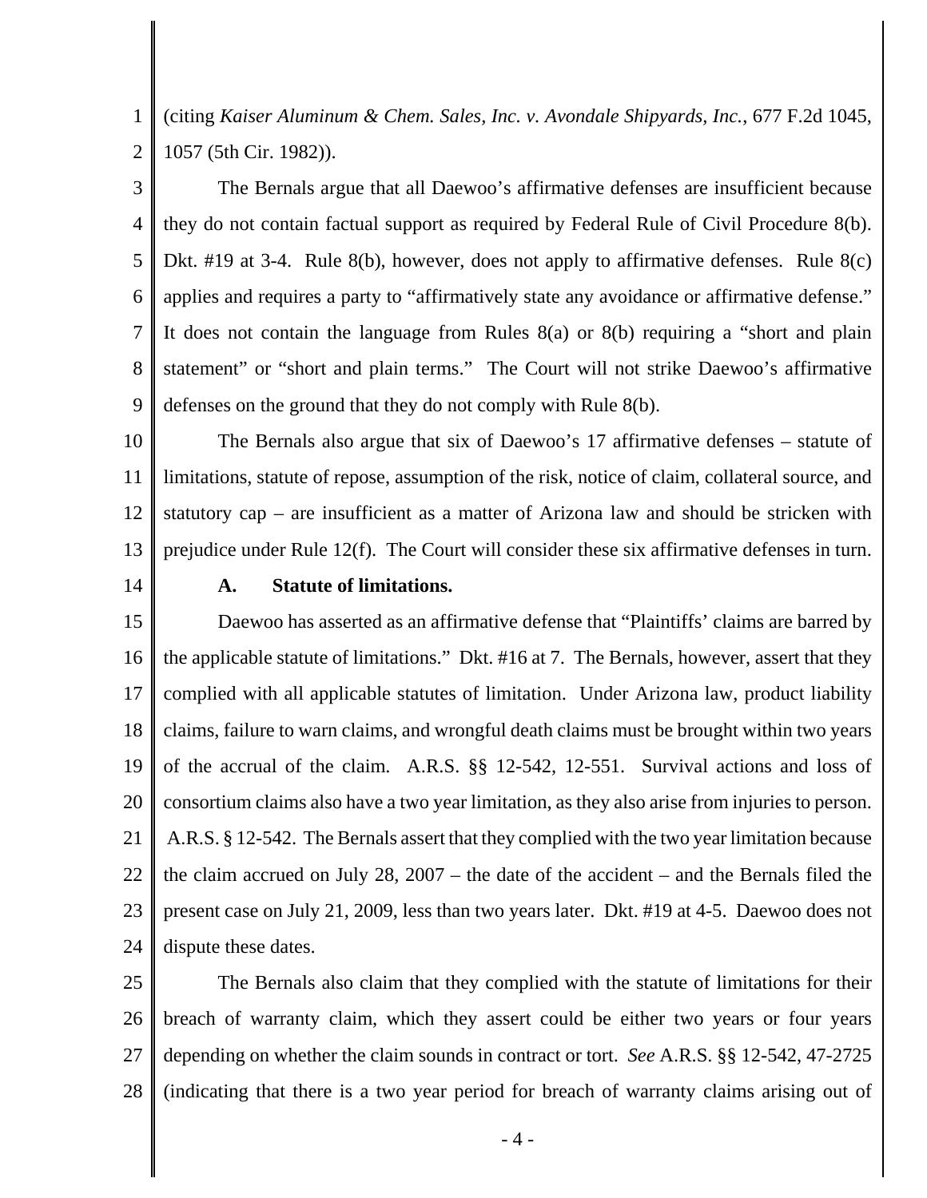(citing *Kaiser Aluminum & Chem. Sales, Inc. v. Avondale Shipyards, Inc.*, 677 F.2d 1045, 1057 (5th Cir. 1982)).

The Bernals argue that all Daewoo's affirmative defenses are insufficient because they do not contain factual support as required by Federal Rule of Civil Procedure 8(b). Dkt. #19 at 3-4. Rule 8(b), however, does not apply to affirmative defenses. Rule 8(c) applies and requires a party to "affirmatively state any avoidance or affirmative defense." It does not contain the language from Rules 8(a) or 8(b) requiring a "short and plain statement" or "short and plain terms." The Court will not strike Daewoo's affirmative defenses on the ground that they do not comply with Rule 8(b).

The Bernals also argue that six of Daewoo's 17 affirmative defenses – statute of limitations, statute of repose, assumption of the risk, notice of claim, collateral source, and statutory cap – are insufficient as a matter of Arizona law and should be stricken with prejudice under Rule 12(f). The Court will consider these six affirmative defenses in turn.

### A. Statute of limitations.

Daewoo has asserted as an affirmative defense that "Plaintiffs' claims are barred by the applicable statute of limitations." Dkt. #16 at 7. The Bernals, however, assert that they complied with all applicable statutes of limitation. Under Arizona law, product liability claims, failure to warn claims, and wrongful death claims must be brought within two years of the accrual of the claim. A.R.S. §§ 12-542, 12-551. Survival actions and loss of consortium claims also have a two year limitation, as they also arise from injuries to person. A.R.S. § 12-542. The Bernals assert that they complied with the two year limitation because the claim accrued on July 28, 2007 – the date of the accident – and the Bernals filed the present case on July 21, 2009, less than two years later. Dkt. #19 at 4-5. Daewoo does not dispute these dates.

The Bernals also claim that they complied with the statute of limitations for their breach of warranty claim, which they assert could be either two years or four years depending on whether the claim sounds in contract or tort. *See* A.R.S. §§ 12-542, 47-2725 (indicating that there is a two year period for breach of warranty claims arising out of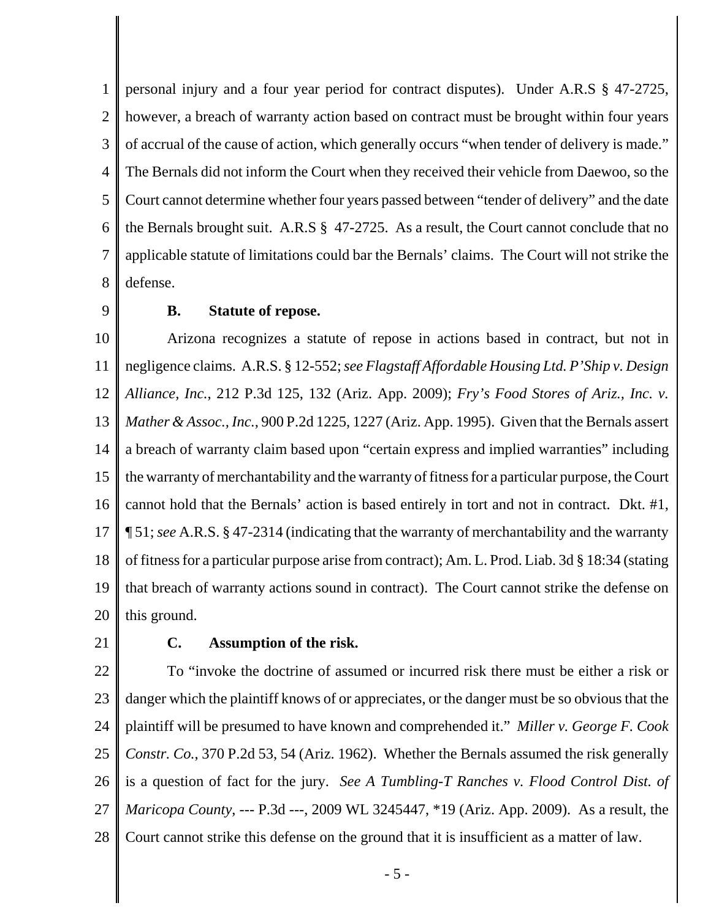personal injury and a four year period for contract disputes). Under A.R.S § 47-2725, however, a breach of warranty action based on contract must be brought within four years of accrual of the cause of action, which generally occurs "when tender of delivery is made." The Bernals did not inform the Court when they received their vehicle from Daewoo, so the Court cannot determine whether four years passed between "tender of delivery" and the date the Bernals brought suit. A.R.S § 47-2725. As a result, the Court cannot conclude that no applicable statute of limitations could bar the Bernals' claims. The Court will not strike the defense.

**B. Statute of repose.**

Arizona recognizes a statute of repose in actions based in contract, but not in negligence claims. A.R.S. § 12-552; *see Flagstaff Affordable Housing Ltd. P'Ship v. Design Alliance, Inc.*, 212 P.3d 125, 132 (Ariz. App. 2009); *Fry's Food Stores of Ariz., Inc. v. Mather & Assoc., Inc.*, 900 P.2d 1225, 1227 (Ariz. App. 1995). Given that the Bernals assert a breach of warranty claim based upon "certain express and implied warranties" including the warranty of merchantability and the warranty of fitness for a particular purpose, the Court cannot hold that the Bernals' action is based entirely in tort and not in contract. Dkt. #1, ¶ 51; *see* A.R.S. § 47-2314 (indicating that the warranty of merchantability and the warranty of fitness for a particular purpose arise from contract); Am. L. Prod. Liab. 3d § 18:34 (stating that breach of warranty actions sound in contract). The Court cannot strike the defense on this ground.

**C. Assumption of the risk.**

To "invoke the doctrine of assumed or incurred risk there must be either a risk or danger which the plaintiff knows of or appreciates, or the danger must be so obvious that the plaintiff will be presumed to have known and comprehended it." *Miller v. George F. Cook Constr. Co.*, 370 P.2d 53, 54 (Ariz. 1962). Whether the Bernals assumed the risk generally is a question of fact for the jury. *See A Tumbling-T Ranches v. Flood Control Dist. of Maricopa County*, --- P.3d ---, 2009 WL 3245447, *19 (Ariz. App. 2009). As a result, the Court cannot strike this defense on the ground that it is insufficient as a matter of law.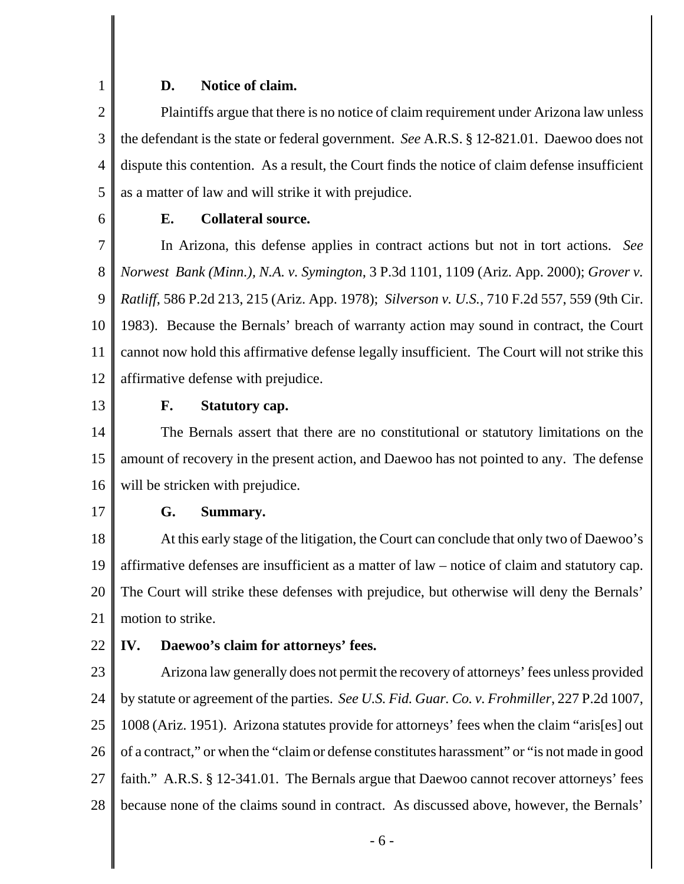### D. Notice of claim.

Plaintiffs argue that there is no notice of claim requirement under Arizona law unless the defendant is the state or federal government. *See* A.R.S. § 12-821.01. Daewoo does not dispute this contention. As a result, the Court finds the notice of claim defense insufficient as a matter of law and will strike it with prejudice.

### E. Collateral source.

In Arizona, this defense applies in contract actions but not in tort actions. *See Norwest Bank (Minn.), N.A. v. Symington*, 3 P.3d 1101, 1109 (Ariz. App. 2000); *Grover v. Ratliff*, 586 P.2d 213, 215 (Ariz. App. 1978); *Silverson v. U.S.*, 710 F.2d 557, 559 (9th Cir. 1983). Because the Bernals' breach of warranty action may sound in contract, the Court cannot now hold this affirmative defense legally insufficient. The Court will not strike this affirmative defense with prejudice.

### F. Statutory cap.

The Bernals assert that there are no constitutional or statutory limitations on the amount of recovery in the present action, and Daewoo has not pointed to any. The defense will be stricken with prejudice.

### G. Summary.

At this early stage of the litigation, the Court can conclude that only two of Daewoo's affirmative defenses are insufficient as a matter of law – notice of claim and statutory cap. The Court will strike these defenses with prejudice, but otherwise will deny the Bernals' motion to strike.

## IV. Daewoo's claim for attorneys' fees.

Arizona law generally does not permit the recovery of attorneys' fees unless provided by statute or agreement of the parties. *See U.S. Fid. Guar. Co. v. Frohmiller*, 227 P.2d 1007, 1008 (Ariz. 1951). Arizona statutes provide for attorneys' fees when the claim "aris[es] out of a contract," or when the "claim or defense constitutes harassment" or "is not made in good faith." A.R.S. § 12-341.01. The Bernals argue that Daewoo cannot recover attorneys' fees because none of the claims sound in contract. As discussed above, however, the Bernals'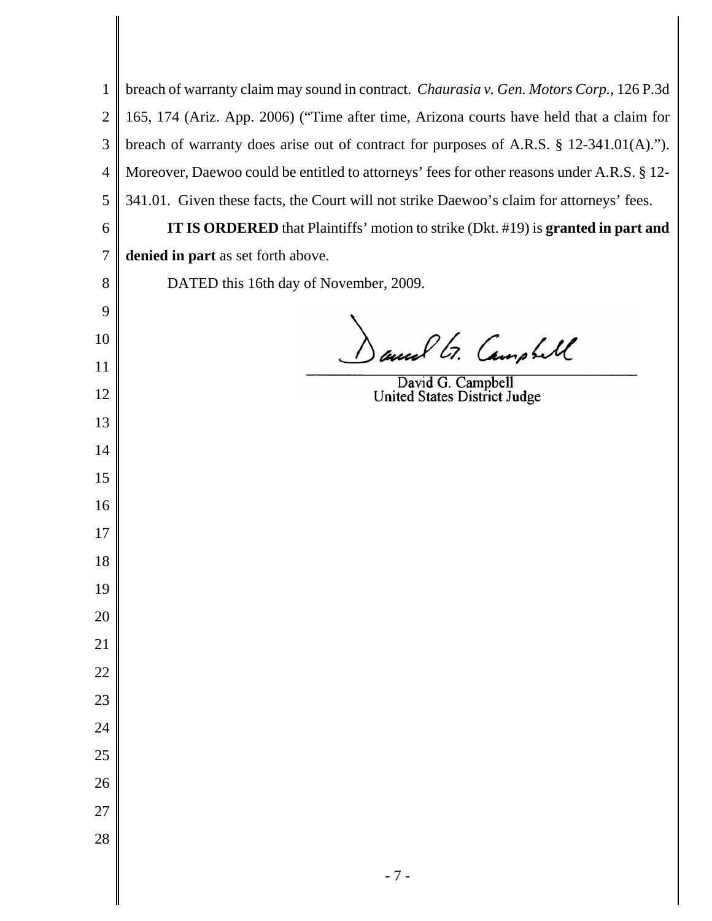breach of warranty claim may sound in contract. *Chaurasia v. Gen. Motors Corp.*, 126 P.3d 165, 174 (Ariz. App. 2006) ("Time after time, Arizona courts have held that a claim for breach of warranty does arise out of contract for purposes of A.R.S. § 12-341.01(A)."). Moreover, Daewoo could be entitled to attorneys' fees for other reasons under A.R.S. § 12-341.01. Given these facts, the Court will not strike Daewoo's claim for attorneys' fees.

**IT IS ORDERED** that Plaintiffs' motion to strike (Dkt. #19) is **granted in part and denied in part** as set forth above.

DATED this 16th day of November, 2009.

David G. Campbell
United States District Judge